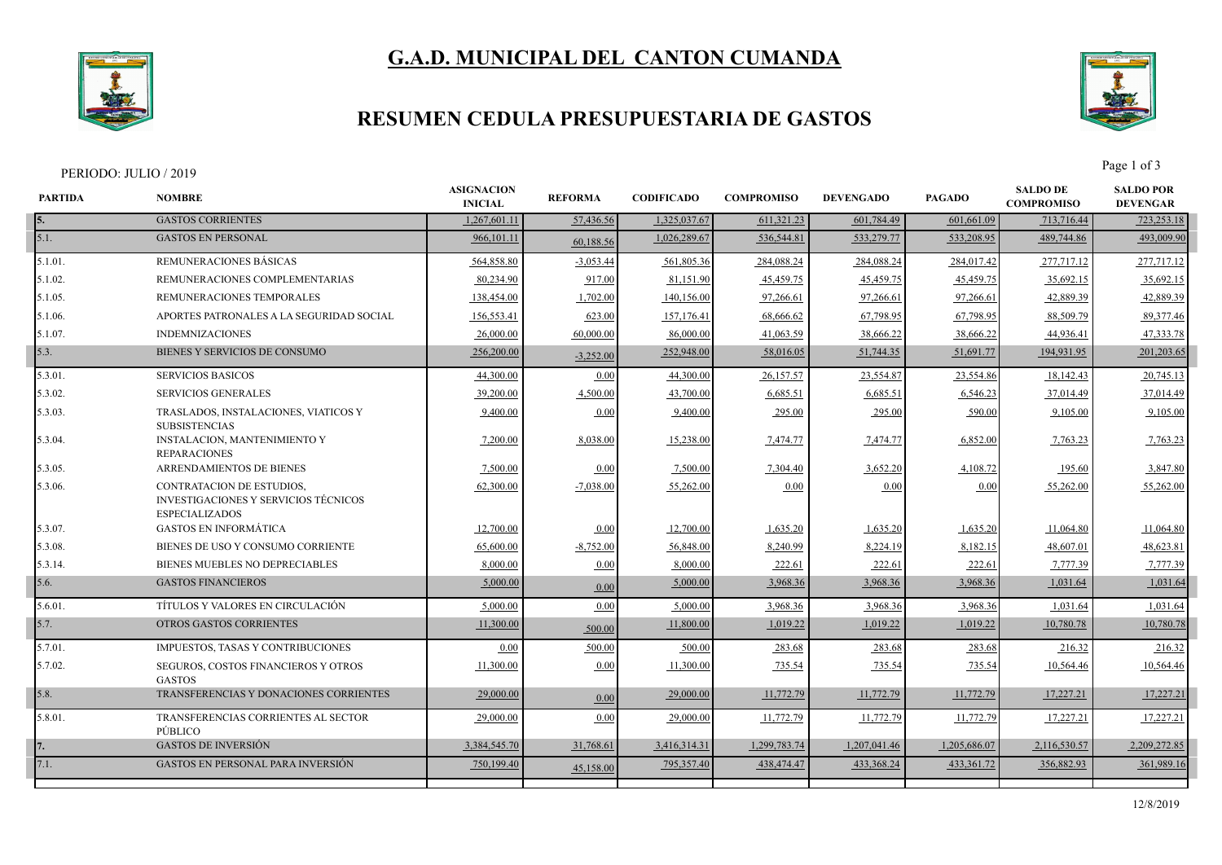# G.A.D. MUNICIPAL DEL CANTON CUMANDA

## RESUMEN CEDULA PRESUPUESTARIA DE GASTOS

PERIODO: JULIO / 2019

| PARTIDA | NOMBRE | ASIGNACION INICIAL | REFORMA | CODIFICADO | COMPROMISO | DEVENGADO | PAGADO | SALDO DE COMPROMISO | SALDO POR DEVENGAR |
|---|---|---|---|---|---|---|---|---|---|
| 5. | GASTOS CORRIENTES | 1,267,601.11 | 57,436.56 | 1,325,037.67 | 611,321.23 | 601,784.49 | 601,661.09 | 713,716.44 | 723,253.18 |
| 5.1. | GASTOS EN PERSONAL | 966,101.11 | 60,188.56 | 1,026,289.67 | 536,544.81 | 533,279.77 | 533,208.95 | 489,744.86 | 493,009.90 |
| 5.1.01. | REMUNERACIONES BÁSICAS | 564,858.80 | -3,053.44 | 561,805.36 | 284,088.24 | 284,088.24 | 284,017.42 | 277,717.12 | 277,717.12 |
| 5.1.02. | REMUNERACIONES COMPLEMENTARIAS | 80,234.90 | 917.00 | 81,151.90 | 45,459.75 | 45,459.75 | 45,459.75 | 35,692.15 | 35,692.15 |
| 5.1.05. | REMUNERACIONES TEMPORALES | 138,454.00 | 1,702.00 | 140,156.00 | 97,266.61 | 97,266.61 | 97,266.61 | 42,889.39 | 42,889.39 |
| 5.1.06. | APORTES PATRONALES A LA SEGURIDAD SOCIAL | 156,553.41 | 623.00 | 157,176.41 | 68,666.62 | 67,798.95 | 67,798.95 | 88,509.79 | 89,377.46 |
| 5.1.07. | INDEMNIZACIONES | 26,000.00 | 60,000.00 | 86,000.00 | 41,063.59 | 38,666.22 | 38,666.22 | 44,936.41 | 47,333.78 |
| 5.3. | BIENES Y SERVICIOS DE CONSUMO | 256,200.00 | -3,252.00 | 252,948.00 | 58,016.05 | 51,744.35 | 51,691.77 | 194,931.95 | 201,203.65 |
| 5.3.01. | SERVICIOS BASICOS | 44,300.00 | 0.00 | 44,300.00 | 26,157.57 | 23,554.87 | 23,554.86 | 18,142.43 | 20,745.13 |
| 5.3.02. | SERVICIOS GENERALES | 39,200.00 | 4,500.00 | 43,700.00 | 6,685.51 | 6,685.51 | 6,546.23 | 37,014.49 | 37,014.49 |
| 5.3.03. | TRASLADOS, INSTALACIONES, VIATICOS Y SUBSISTENCIAS | 9,400.00 | 0.00 | 9,400.00 | 295.00 | 295.00 | 590.00 | 9,105.00 | 9,105.00 |
| 5.3.04. | INSTALACION, MANTENIMIENTO Y REPARACIONES | 7,200.00 | 8,038.00 | 15,238.00 | 7,474.77 | 7,474.77 | 6,852.00 | 7,763.23 | 7,763.23 |
| 5.3.05. | ARRENDAMIENTOS DE BIENES | 7,500.00 | 0.00 | 7,500.00 | 7,304.40 | 3,652.20 | 4,108.72 | 195.60 | 3,847.80 |
| 5.3.06. | CONTRATACION DE ESTUDIOS, INVESTIGACIONES Y SERVICIOS TÉCNICOS ESPECIALIZADOS | 62,300.00 | -7,038.00 | 55,262.00 | 0.00 | 0.00 | 0.00 | 55,262.00 | 55,262.00 |
| 5.3.07. | GASTOS EN INFORMÁTICA | 12,700.00 | 0.00 | 12,700.00 | 1,635.20 | 1,635.20 | 1,635.20 | 11,064.80 | 11,064.80 |
| 5.3.08. | BIENES DE USO Y CONSUMO CORRIENTE | 65,600.00 | -8,752.00 | 56,848.00 | 8,240.99 | 8,224.19 | 8,182.15 | 48,607.01 | 48,623.81 |
| 5.3.14. | BIENES MUEBLES NO DEPRECIABLES | 8,000.00 | 0.00 | 8,000.00 | 222.61 | 222.61 | 222.61 | 7,777.39 | 7,777.39 |
| 5.6. | GASTOS FINANCIEROS | 5,000.00 | 0.00 | 5,000.00 | 3,968.36 | 3,968.36 | 3,968.36 | 1,031.64 | 1,031.64 |
| 5.6.01. | TÍTULOS Y VALORES EN CIRCULACIÓN | 5,000.00 | 0.00 | 5,000.00 | 3,968.36 | 3,968.36 | 3,968.36 | 1,031.64 | 1,031.64 |
| 5.7. | OTROS GASTOS CORRIENTES | 11,300.00 | 500.00 | 11,800.00 | 1,019.22 | 1,019.22 | 1,019.22 | 10,780.78 | 10,780.78 |
| 5.7.01. | IMPUESTOS, TASAS Y CONTRIBUCIONES | 0.00 | 500.00 | 500.00 | 283.68 | 283.68 | 283.68 | 216.32 | 216.32 |
| 5.7.02. | SEGUROS, COSTOS FINANCIEROS Y OTROS GASTOS | 11,300.00 | 0.00 | 11,300.00 | 735.54 | 735.54 | 735.54 | 10,564.46 | 10,564.46 |
| 5.8. | TRANSFERENCIAS Y DONACIONES CORRIENTES | 29,000.00 | 0.00 | 29,000.00 | 11,772.79 | 11,772.79 | 11,772.79 | 17,227.21 | 17,227.21 |
| 5.8.01. | TRANSFERENCIAS CORRIENTES AL SECTOR PÚBLICO | 29,000.00 | 0.00 | 29,000.00 | 11,772.79 | 11,772.79 | 11,772.79 | 17,227.21 | 17,227.21 |
| 7. | GASTOS DE INVERSIÓN | 3,384,545.70 | 31,768.61 | 3,416,314.31 | 1,299,783.74 | 1,207,041.46 | 1,205,686.07 | 2,116,530.57 | 2,209,272.85 |
| 7.1. | GASTOS EN PERSONAL PARA INVERSIÓN | 750,199.40 | 45,158.00 | 795,357.40 | 438,474.47 | 433,368.24 | 433,361.72 | 356,882.93 | 361,989.16 |

12/8/2019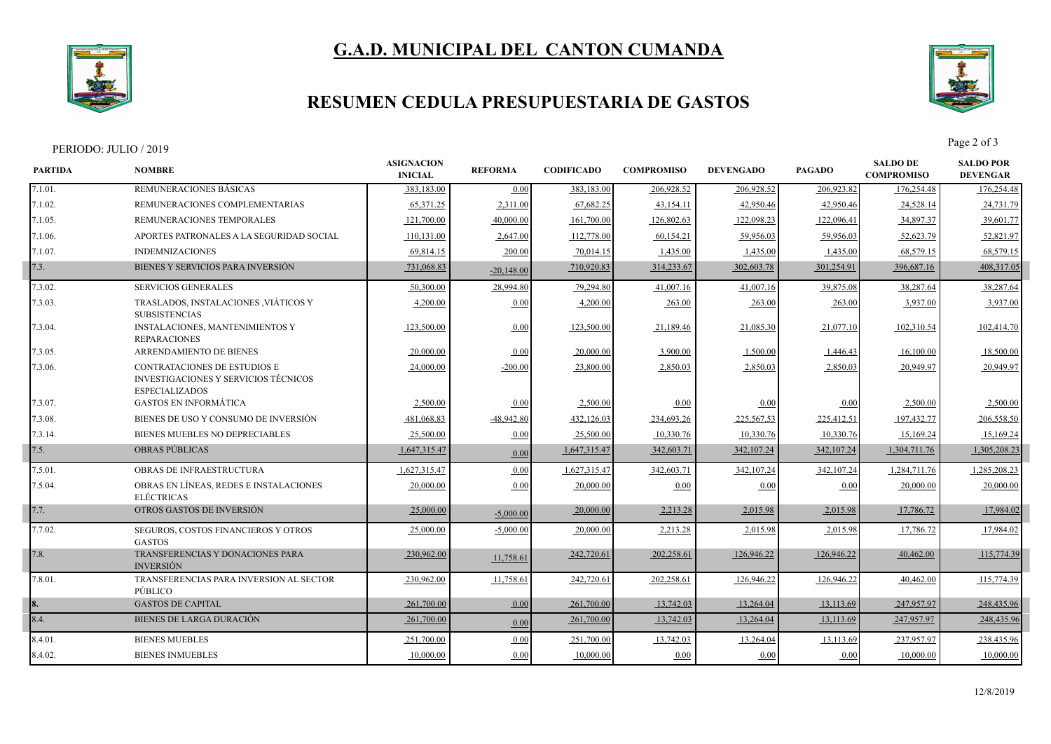# G.A.D. MUNICIPAL DEL CANTON CUMANDA

## RESUMEN CEDULA PRESUPUESTARIA DE GASTOS

PERIODO: JULIO / 2019

| PARTIDA | NOMBRE | ASIGNACION INICIAL | REFORMA | CODIFICADO | COMPROMISO | DEVENGADO | PAGADO | SALDO DE COMPROMISO | SALDO POR DEVENGAR |
|---|---|---|---|---|---|---|---|---|---|
| 7.1.01. | REMUNERACIONES BÁSICAS | 383,183.00 | 0.00 | 383,183.00 | 206,928.52 | 206,928.52 | 206,923.82 | 176,254.48 | 176,254.48 |
| 7.1.02. | REMUNERACIONES COMPLEMENTARIAS | 65,371.25 | 2,311.00 | 67,682.25 | 43,154.11 | 42,950.46 | 42,950.46 | 24,528.14 | 24,731.79 |
| 7.1.05. | REMUNERACIONES TEMPORALES | 121,700.00 | 40,000.00 | 161,700.00 | 126,802.63 | 122,098.23 | 122,096.41 | 34,897.37 | 39,601.77 |
| 7.1.06. | APORTES PATRONALES A LA SEGURIDAD SOCIAL | 110,131.00 | 2,647.00 | 112,778.00 | 60,154.21 | 59,956.03 | 59,956.03 | 52,623.79 | 52,821.97 |
| 7.1.07. | INDEMNIZACIONES | 69,814.15 | 200.00 | 70,014.15 | 1,435.00 | 1,435.00 | 1,435.00 | 68,579.15 | 68,579.15 |
| 7.3. | BIENES Y SERVICIOS PARA INVERSIÓN | 731,068.83 | -20,148.00 | 710,920.83 | 314,233.67 | 302,603.78 | 301,254.91 | 396,687.16 | 408,317.05 |
| 7.3.02. | SERVICIOS GENERALES | 50,300.00 | 28,994.80 | 79,294.80 | 41,007.16 | 41,007.16 | 39,875.08 | 38,287.64 | 38,287.64 |
| 7.3.03. | TRASLADOS, INSTALACIONES ,VIÁTICOS Y SUBSISTENCIAS | 4,200.00 | 0.00 | 4,200.00 | 263.00 | 263.00 | 263.00 | 3,937.00 | 3,937.00 |
| 7.3.04. | INSTALACIONES, MANTENIMIENTOS Y REPARACIONES | 123,500.00 | 0.00 | 123,500.00 | 21,189.46 | 21,085.30 | 21,077.10 | 102,310.54 | 102,414.70 |
| 7.3.05. | ARRENDAMIENTO DE BIENES | 20,000.00 | 0.00 | 20,000.00 | 3,900.00 | 1,500.00 | 1,446.43 | 16,100.00 | 18,500.00 |
| 7.3.06. | CONTRATACIONES DE ESTUDIOS E INVESTIGACIONES Y SERVICIOS TÉCNICOS ESPECIALIZADOS | 24,000.00 | -200.00 | 23,800.00 | 2,850.03 | 2,850.03 | 2,850.03 | 20,949.97 | 20,949.97 |
| 7.3.07. | GASTOS EN INFORMÁTICA | 2,500.00 | 0.00 | 2,500.00 | 0.00 | 0.00 | 0.00 | 2,500.00 | 2,500.00 |
| 7.3.08. | BIENES DE USO Y CONSUMO DE INVERSIÓN | 481,068.83 | -48,942.80 | 432,126.03 | 234,693.26 | 225,567.53 | 225,412.51 | 197,432.77 | 206,558.50 |
| 7.3.14. | BIENES MUEBLES NO DEPRECIABLES | 25,500.00 | 0.00 | 25,500.00 | 10,330.76 | 10,330.76 | 10,330.76 | 15,169.24 | 15,169.24 |
| 7.5. | OBRAS PÚBLICAS | 1,647,315.47 | 0.00 | 1,647,315.47 | 342,603.71 | 342,107.24 | 342,107.24 | 1,304,711.76 | 1,305,208.23 |
| 7.5.01. | OBRAS DE INFRAESTRUCTURA | 1,627,315.47 | 0.00 | 1,627,315.47 | 342,603.71 | 342,107.24 | 342,107.24 | 1,284,711.76 | 1,285,208.23 |
| 7.5.04. | OBRAS EN LÍNEAS, REDES E INSTALACIONES ELÉCTRICAS | 20,000.00 | 0.00 | 20,000.00 | 0.00 | 0.00 | 0.00 | 20,000.00 | 20,000.00 |
| 7.7. | OTROS GASTOS DE INVERSIÓN | 25,000.00 | -5,000.00 | 20,000.00 | 2,213.28 | 2,015.98 | 2,015.98 | 17,786.72 | 17,984.02 |
| 7.7.02. | SEGUROS, COSTOS FINANCIEROS Y OTROS GASTOS | 25,000.00 | -5,000.00 | 20,000.00 | 2,213.28 | 2,015.98 | 2,015.98 | 17,786.72 | 17,984.02 |
| 7.8. | TRANSFERENCIAS Y DONACIONES PARA INVERSIÓN | 230,962.00 | 11,758.61 | 242,720.61 | 202,258.61 | 126,946.22 | 126,946.22 | 40,462.00 | 115,774.39 |
| 7.8.01. | TRANSFERENCIAS PARA INVERSION AL SECTOR PÚBLICO | 230,962.00 | 11,758.61 | 242,720.61 | 202,258.61 | 126,946.22 | 126,946.22 | 40,462.00 | 115,774.39 |
| 8. | GASTOS DE CAPITAL | 261,700.00 | 0.00 | 261,700.00 | 13,742.03 | 13,264.04 | 13,113.69 | 247,957.97 | 248,435.96 |
| 8.4. | BIENES DE LARGA DURACIÒN | 261,700.00 | 0.00 | 261,700.00 | 13,742.03 | 13,264.04 | 13,113.69 | 247,957.97 | 248,435.96 |
| 8.4.01. | BIENES MUEBLES | 251,700.00 | 0.00 | 251,700.00 | 13,742.03 | 13,264.04 | 13,113.69 | 237,957.97 | 238,435.96 |
| 8.4.02. | BIENES INMUEBLES | 10,000.00 | 0.00 | 10,000.00 | 0.00 | 0.00 | 0.00 | 10,000.00 | 10,000.00 |

12/8/2019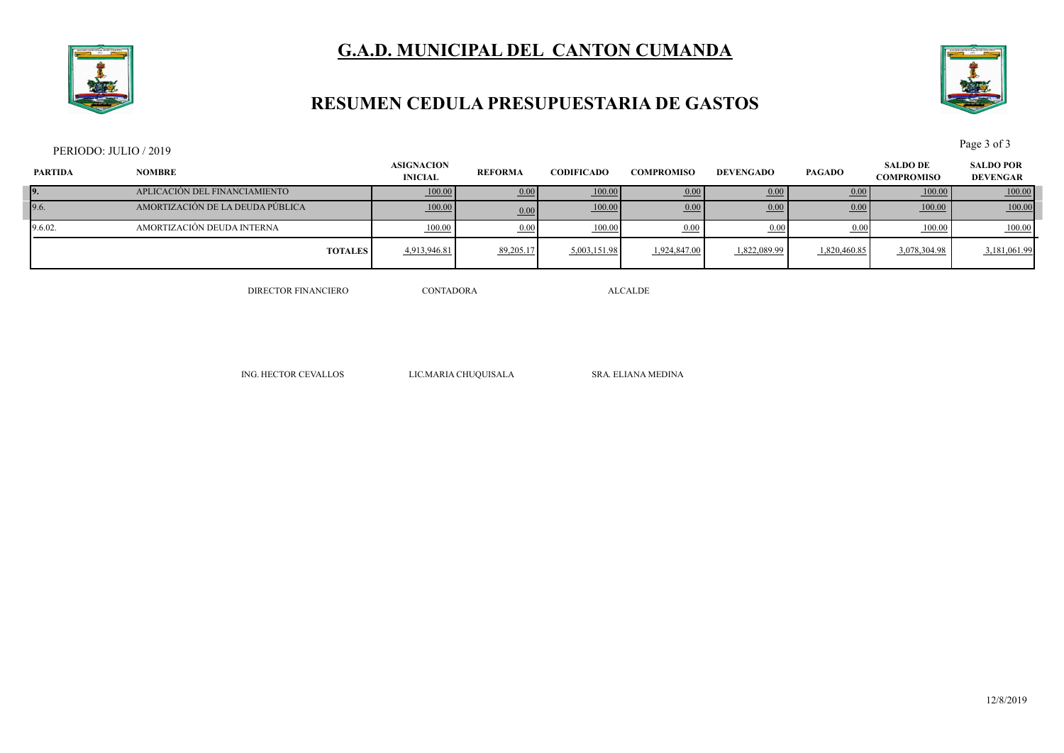# G.A.D. MUNICIPAL DEL CANTON CUMANDA

## RESUMEN CEDULA PRESUPUESTARIA DE GASTOS

PERIODO: JULIO / 2019

| PARTIDA | NOMBRE | ASIGNACION INICIAL | REFORMA | CODIFICADO | COMPROMISO | DEVENGADO | PAGADO | SALDO DE COMPROMISO | SALDO POR DEVENGAR |
|---|---|---|---|---|---|---|---|---|---|
| 9. | APLICACIÓN DEL FINANCIAMIENTO | 100.00 | 0.00 | 100.00 | 0.00 | 0.00 | 0.00 | 100.00 | 100.00 |
| 9.6. | AMORTIZACIÓN DE LA DEUDA PÚBLICA | 100.00 | 0.00 | 100.00 | 0.00 | 0.00 | 0.00 | 100.00 | 100.00 |
| 9.6.02. | AMORTIZACIÓN DEUDA INTERNA | 100.00 | 0.00 | 100.00 | 0.00 | 0.00 | 0.00 | 100.00 | 100.00 |
| | **TOTALES** | 4,913,946.81 | 89,205.17 | 5,003,151.98 | 1,924,847.00 | 1,822,089.99 | 1,820,460.85 | 3,078,304.98 | 3,181,061.99 |

DIRECTOR FINANCIERO — CONTADORA — ALCALDE

ING. HECTOR CEVALLOS — LIC.MARIA CHUQUISALA — SRA. ELIANA MEDINA

12/8/2019